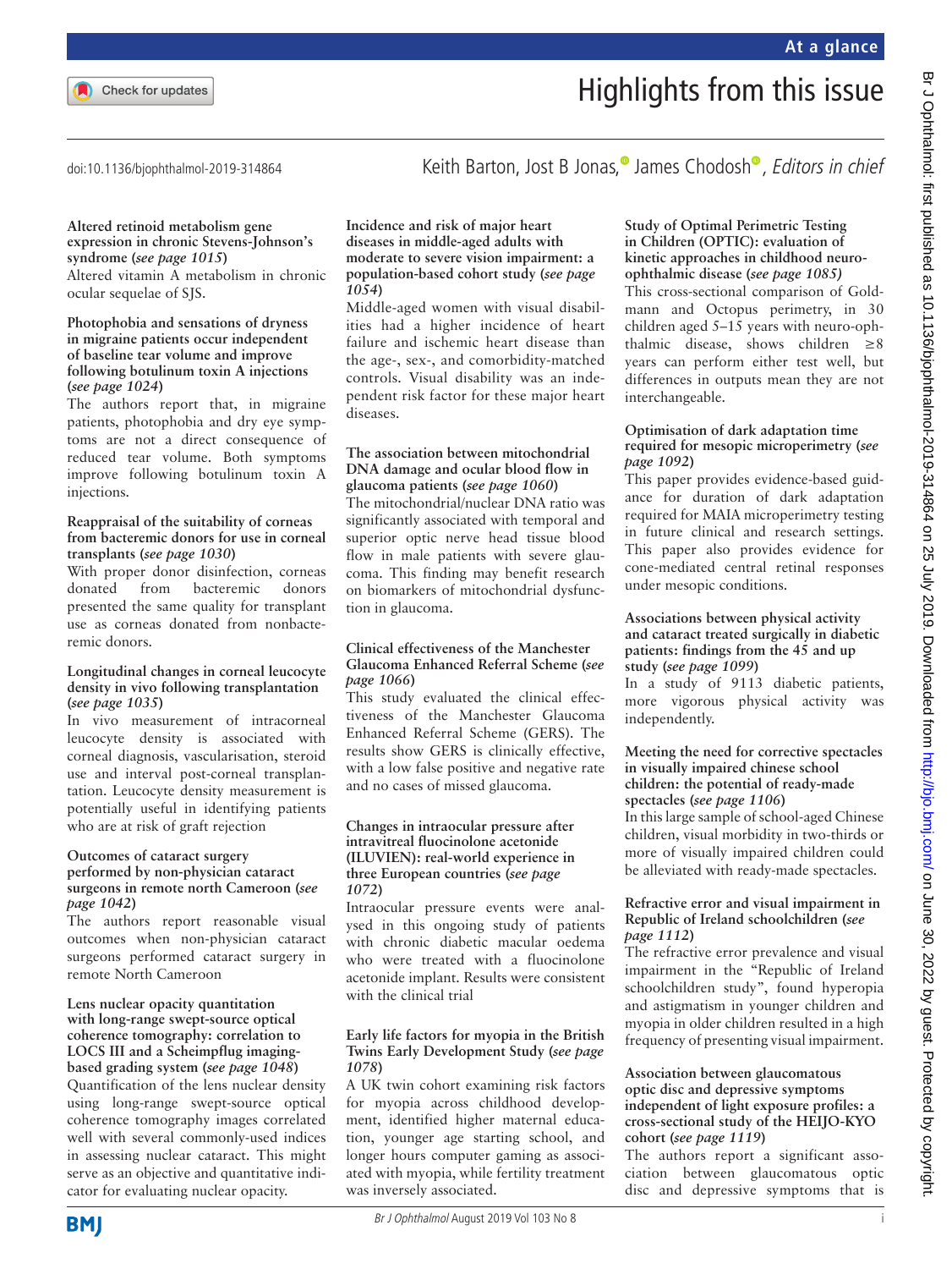# Highlights from this issue

doi:10.1136/bjophthalmol-2019-314864

Keith Barton, Jost B Jonas, James Chodosh, *Editors in chief*

**Altered retinoid metabolism gene expression in chronic Stevens-Johnson's syndrome (*see page 1015*)**

Altered vitamin A metabolism in chronic ocular sequelae of SJS.

**Photophobia and sensations of dryness in migraine patients occur independent of baseline tear volume and improve following botulinum toxin A injections (*see page 1024*)**

The authors report that, in migraine patients, photophobia and dry eye symptoms are not a direct consequence of reduced tear volume. Both symptoms improve following botulinum toxin A injections.

**Reappraisal of the suitability of corneas from bacteremic donors for use in corneal transplants (*see page 1030*)**

With proper donor disinfection, corneas donated from bacteremic donors presented the same quality for transplant use as corneas donated from nonbacteremic donors.

**Longitudinal changes in corneal leucocyte density in vivo following transplantation (*see page 1035*)**

In vivo measurement of intracorneal leucocyte density is associated with corneal diagnosis, vascularisation, steroid use and interval post-corneal transplantation. Leucocyte density measurement is potentially useful in identifying patients who are at risk of graft rejection

**Outcomes of cataract surgery performed by non-physician cataract surgeons in remote north Cameroon (*see page 1042*)**

The authors report reasonable visual outcomes when non-physician cataract surgeons performed cataract surgery in remote North Cameroon

**Lens nuclear opacity quantitation with long-range swept-source optical coherence tomography: correlation to LOCS III and a Scheimpflug imaging-based grading system (*see page 1048*)**

Quantification of the lens nuclear density using long-range swept-source optical coherence tomography images correlated well with several commonly-used indices in assessing nuclear cataract. This might serve as an objective and quantitative indicator for evaluating nuclear opacity.

**Incidence and risk of major heart diseases in middle-aged adults with moderate to severe vision impairment: a population-based cohort study (*see page 1054*)**

Middle-aged women with visual disabilities had a higher incidence of heart failure and ischemic heart disease than the age-, sex-, and comorbidity-matched controls. Visual disability was an independent risk factor for these major heart diseases.

**The association between mitochondrial DNA damage and ocular blood flow in glaucoma patients (*see page 1060*)**

The mitochondrial/nuclear DNA ratio was significantly associated with temporal and superior optic nerve head tissue blood flow in male patients with severe glaucoma. This finding may benefit research on biomarkers of mitochondrial dysfunction in glaucoma.

**Clinical effectiveness of the Manchester Glaucoma Enhanced Referral Scheme (*see page 1066*)**

This study evaluated the clinical effectiveness of the Manchester Glaucoma Enhanced Referral Scheme (GERS). The results show GERS is clinically effective, with a low false positive and negative rate and no cases of missed glaucoma.

**Changes in intraocular pressure after intravitreal fluocinolone acetonide (ILUVIEN): real-world experience in three European countries (*see page 1072*)**

Intraocular pressure events were analysed in this ongoing study of patients with chronic diabetic macular oedema who were treated with a fluocinolone acetonide implant. Results were consistent with the clinical trial

**Early life factors for myopia in the British Twins Early Development Study (*see page 1078*)**

A UK twin cohort examining risk factors for myopia across childhood development, identified higher maternal education, younger age starting school, and longer hours computer gaming as associated with myopia, while fertility treatment was inversely associated.

**Study of Optimal Perimetric Testing in Children (OPTIC): evaluation of kinetic approaches in childhood neuro-ophthalmic disease (*see page 1085*)**

This cross-sectional comparison of Goldmann and Octopus perimetry, in 30 children aged 5–15 years with neuro-ophthalmic disease, shows children ≥8 years can perform either test well, but differences in outputs mean they are not interchangeable.

**Optimisation of dark adaptation time required for mesopic microperimetry (*see page 1092*)**

This paper provides evidence-based guidance for duration of dark adaptation required for MAIA microperimetry testing in future clinical and research settings. This paper also provides evidence for cone-mediated central retinal responses under mesopic conditions.

**Associations between physical activity and cataract treated surgically in diabetic patients: findings from the 45 and up study (*see page 1099*)**

In a study of 9113 diabetic patients, more vigorous physical activity was independently.

**Meeting the need for corrective spectacles in visually impaired chinese school children: the potential of ready-made spectacles (*see page 1106*)**

In this large sample of school-aged Chinese children, visual morbidity in two-thirds or more of visually impaired children could be alleviated with ready-made spectacles.

**Refractive error and visual impairment in Republic of Ireland schoolchildren (*see page 1112*)**

The refractive error prevalence and visual impairment in the "Republic of Ireland schoolchildren study", found hyperopia and astigmatism in younger children and myopia in older children resulted in a high frequency of presenting visual impairment.

**Association between glaucomatous optic disc and depressive symptoms independent of light exposure profiles: a cross-sectional study of the HEIJO-KYO cohort (*see page 1119*)**

The authors report a significant association between glaucomatous optic disc and depressive symptoms that is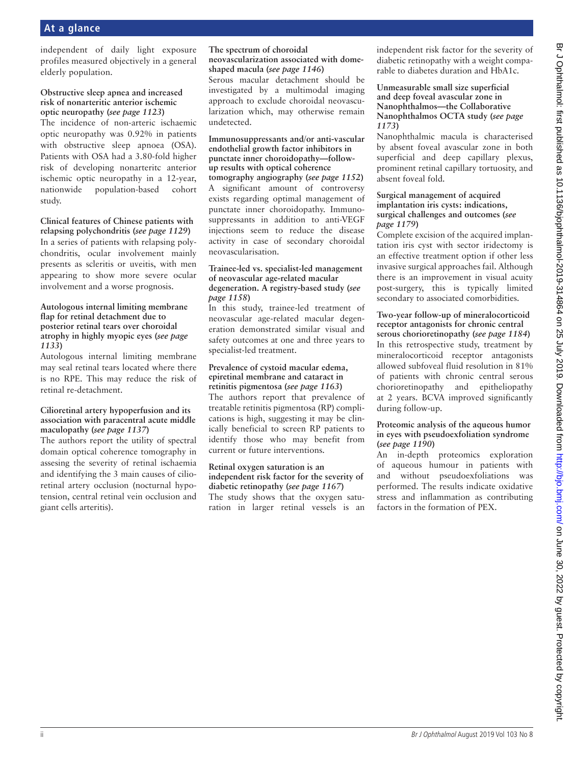independent of daily light exposure profiles measured objectively in a general elderly population.

**Obstructive sleep apnea and increased risk of nonarteritic anterior ischemic optic neuropathy (*see page 1123*)**

The incidence of non-arteric ischaemic optic neuropathy was 0.92% in patients with obstructive sleep apnoea (OSA). Patients with OSA had a 3.80-fold higher risk of developing nonarteritc anterior ischemic optic neuropathy in a 12-year, nationwide population-based cohort study.

**Clinical features of Chinese patients with relapsing polychondritis (*see page 1129*)**

In a series of patients with relapsing polychondritis, ocular involvement mainly presents as scleritis or uveitis, with men appearing to show more severe ocular involvement and a worse prognosis.

**Autologous internal limiting membrane flap for retinal detachment due to posterior retinal tears over choroidal atrophy in highly myopic eyes (*see page 1133*)**

Autologous internal limiting membrane may seal retinal tears located where there is no RPE. This may reduce the risk of retinal re-detachment.

**Cilioretinal artery hypoperfusion and its association with paracentral acute middle maculopathy (*see page 1137*)**

The authors report the utility of spectral domain optical coherence tomography in assesing the severity of retinal ischaemia and identifying the 3 main causes of cilioretinal artery occlusion (nocturnal hypotension, central retinal vein occlusion and giant cells arteritis).

**The spectrum of choroidal neovascularization associated with dome-shaped macula (*see page 1146*)**

Serous macular detachment should be investigated by a multimodal imaging approach to exclude choroidal neovascularization which, may otherwise remain undetected.

**Immunosuppressants and/or anti-vascular endothelial growth factor inhibitors in punctate inner choroidopathy—follow-up results with optical coherence tomography angiography (*see page 1152*)**

A significant amount of controversy exists regarding optimal management of punctate inner choroidopathy. Immunosuppressants in addition to anti-VEGF injections seem to reduce the disease activity in case of secondary choroidal neovascularisation.

**Trainee-led vs. specialist-led management of neovascular age-related macular degeneration. A registry-based study (*see page 1158*)**

In this study, trainee-led treatment of neovascular age-related macular degeneration demonstrated similar visual and safety outcomes at one and three years to specialist-led treatment.

**Prevalence of cystoid macular edema, epiretinal membrane and cataract in retinitis pigmentosa (*see page 1163*)**

The authors report that prevalence of treatable retinitis pigmentosa (RP) complications is high, suggesting it may be clinically beneficial to screen RP patients to identify those who may benefit from current or future interventions.

**Retinal oxygen saturation is an independent risk factor for the severity of diabetic retinopathy (*see page 1167*)**

The study shows that the oxygen saturation in larger retinal vessels is an independent risk factor for the severity of diabetic retinopathy with a weight comparable to diabetes duration and HbA1c.

**Unmeasurable small size superficial and deep foveal avascular zone in Nanophthalmos—the Collaborative Nanophthalmos OCTA study (*see page 1173*)**

Nanophthalmic macula is characterised by absent foveal avascular zone in both superficial and deep capillary plexus, prominent retinal capillary tortuosity, and absent foveal fold.

**Surgical management of acquired implantation iris cysts: indications, surgical challenges and outcomes (*see page 1179*)**

Complete excision of the acquired implantation iris cyst with sector iridectomy is an effective treatment option if other less invasive surgical approaches fail. Although there is an improvement in visual acuity post-surgery, this is typically limited secondary to associated comorbidities.

**Two-year follow-up of mineralocorticoid receptor antagonists for chronic central serous chorioretinopathy (*see page 1184*)**

In this retrospective study, treatment by mineralocorticoid receptor antagonists allowed subfoveal fluid resolution in 81% of patients with chronic central serous chorioretinopathy and epitheliopathy at 2 years. BCVA improved significantly during follow-up.

**Proteomic analysis of the aqueous humor in eyes with pseudoexfoliation syndrome (*see page 1190*)**

An in-depth proteomics exploration of aqueous humour in patients with and without pseudoexfoliations was performed. The results indicate oxidative stress and inflammation as contributing factors in the formation of PEX.